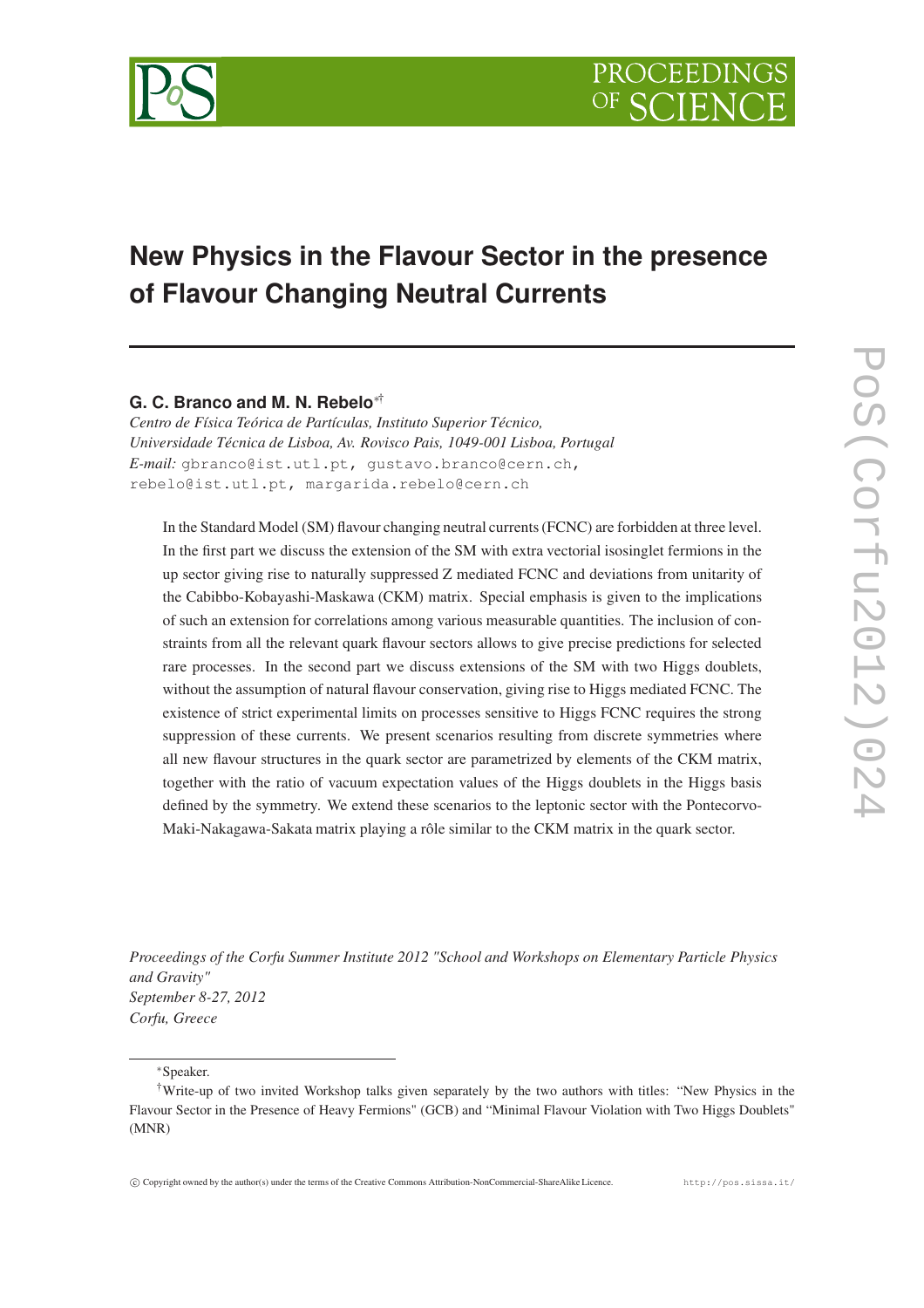# New Physics in the Flavour Sector in the presence of Flavour Changing Neutral Currents

**G. C. Branco and M. N. Rebelo**[*][†]

*Centro de Física Teórica de Partículas, Instituto Superior Técnico, Universidade Técnica de Lisboa, Av. Rovisco Pais, 1049-001 Lisboa, Portugal*
*E-mail:* gbranco@ist.utl.pt, gustavo.branco@cern.ch, rebelo@ist.utl.pt, margarida.rebelo@cern.ch

In the Standard Model (SM) flavour changing neutral currents (FCNC) are forbidden at three level. In the first part we discuss the extension of the SM with extra vectorial isosinglet fermions in the up sector giving rise to naturally suppressed Z mediated FCNC and deviations from unitarity of the Cabibbo-Kobayashi-Maskawa (CKM) matrix. Special emphasis is given to the implications of such an extension for correlations among various measurable quantities. The inclusion of constraints from all the relevant quark flavour sectors allows to give precise predictions for selected rare processes. In the second part we discuss extensions of the SM with two Higgs doublets, without the assumption of natural flavour conservation, giving rise to Higgs mediated FCNC. The existence of strict experimental limits on processes sensitive to Higgs FCNC requires the strong suppression of these currents. We present scenarios resulting from discrete symmetries where all new flavour structures in the quark sector are parametrized by elements of the CKM matrix, together with the ratio of vacuum expectation values of the Higgs doublets in the Higgs basis defined by the symmetry. We extend these scenarios to the leptonic sector with the Pontecorvo-Maki-Nakagawa-Sakata matrix playing a rôle similar to the CKM matrix in the quark sector.

*Proceedings of the Corfu Summer Institute 2012 "School and Workshops on Elementary Particle Physics and Gravity"*
*September 8-27, 2012*
*Corfu, Greece*

---

[*] Speaker.

[†] Write-up of two invited Workshop talks given separately by the two authors with titles: "New Physics in the Flavour Sector in the Presence of Heavy Fermions" (GCB) and "Minimal Flavour Violation with Two Higgs Doublets" (MNR)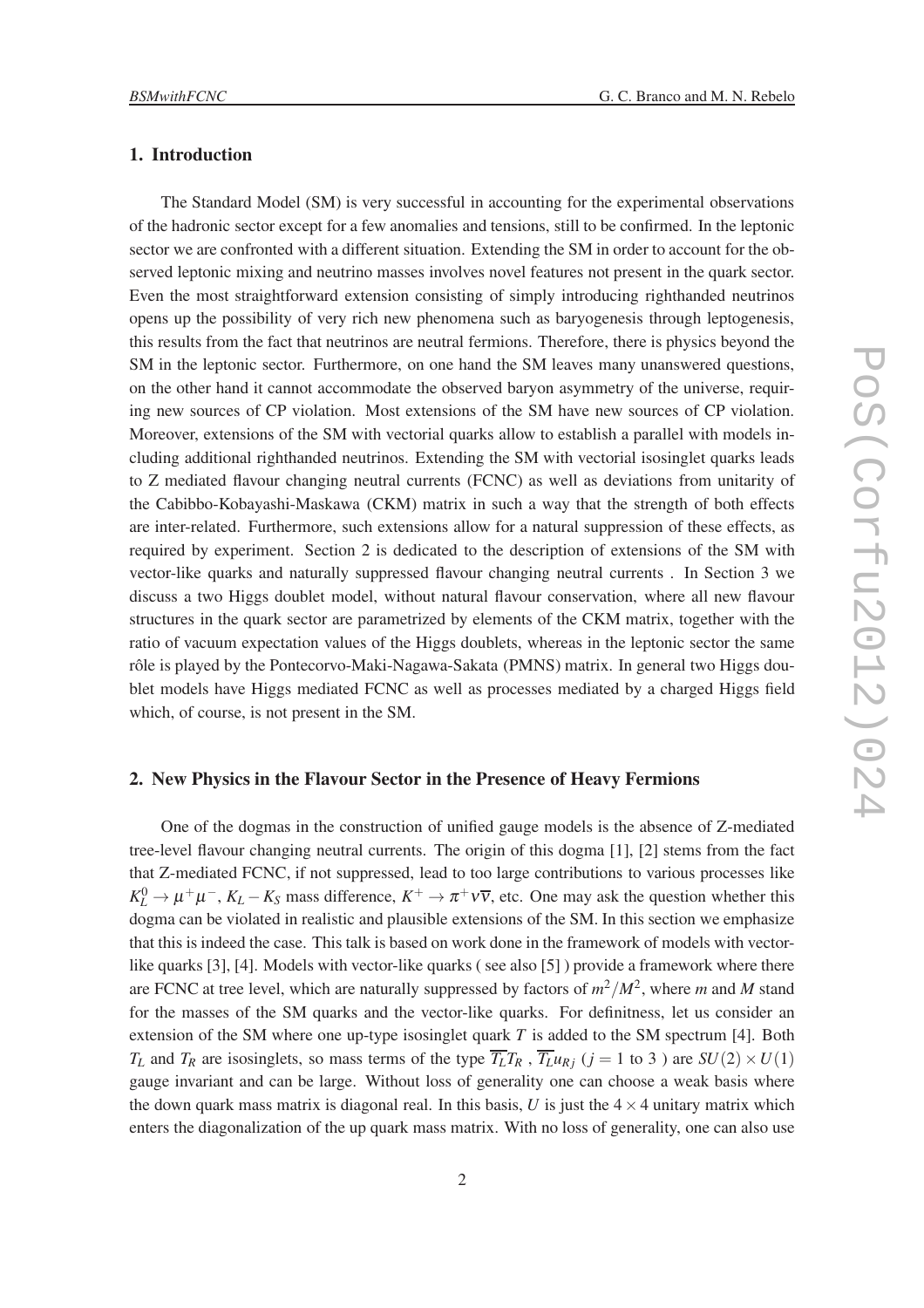## 1. Introduction

The Standard Model (SM) is very successful in accounting for the experimental observations of the hadronic sector except for a few anomalies and tensions, still to be confirmed. In the leptonic sector we are confronted with a different situation. Extending the SM in order to account for the observed leptonic mixing and neutrino masses involves novel features not present in the quark sector. Even the most straightforward extension consisting of simply introducing righthanded neutrinos opens up the possibility of very rich new phenomena such as baryogenesis through leptogenesis, this results from the fact that neutrinos are neutral fermions. Therefore, there is physics beyond the SM in the leptonic sector. Furthermore, on one hand the SM leaves many unanswered questions, on the other hand it cannot accommodate the observed baryon asymmetry of the universe, requiring new sources of CP violation. Most extensions of the SM have new sources of CP violation. Moreover, extensions of the SM with vectorial quarks allow to establish a parallel with models including additional righthanded neutrinos. Extending the SM with vectorial isosinglet quarks leads to Z mediated flavour changing neutral currents (FCNC) as well as deviations from unitarity of the Cabibbo-Kobayashi-Maskawa (CKM) matrix in such a way that the strength of both effects are inter-related. Furthermore, such extensions allow for a natural suppression of these effects, as required by experiment. Section 2 is dedicated to the description of extensions of the SM with vector-like quarks and naturally suppressed flavour changing neutral currents . In Section 3 we discuss a two Higgs doublet model, without natural flavour conservation, where all new flavour structures in the quark sector are parametrized by elements of the CKM matrix, together with the ratio of vacuum expectation values of the Higgs doublets, whereas in the leptonic sector the same rôle is played by the Pontecorvo-Maki-Nagawa-Sakata (PMNS) matrix. In general two Higgs doublet models have Higgs mediated FCNC as well as processes mediated by a charged Higgs field which, of course, is not present in the SM.

## 2. New Physics in the Flavour Sector in the Presence of Heavy Fermions

One of the dogmas in the construction of unified gauge models is the absence of Z-mediated tree-level flavour changing neutral currents. The origin of this dogma [1], [2] stems from the fact that Z-mediated FCNC, if not suppressed, lead to too large contributions to various processes like $K_L^0 \to \mu^+\mu^-$, $K_L - K_S$ mass difference, $K^+ \to \pi^+ \nu\overline{\nu}$, etc. One may ask the question whether this dogma can be violated in realistic and plausible extensions of the SM. In this section we emphasize that this is indeed the case. This talk is based on work done in the framework of models with vector-like quarks [3], [4]. Models with vector-like quarks ( see also [5] ) provide a framework where there are FCNC at tree level, which are naturally suppressed by factors of $m^2/M^2$, where $m$ and $M$ stand for the masses of the SM quarks and the vector-like quarks. For definitness, let us consider an extension of the SM where one up-type isosinglet quark $T$ is added to the SM spectrum [4]. Both $T_L$ and $T_R$ are isosinglets, so mass terms of the type $\overline{T_L}T_R$ , $\overline{T_L}u_{Rj}$ ($j = 1$ to $3$ ) are $SU(2) \times U(1)$ gauge invariant and can be large. Without loss of generality one can choose a weak basis where the down quark mass matrix is diagonal real. In this basis, $U$ is just the $4 \times 4$ unitary matrix which enters the diagonalization of the up quark mass matrix. With no loss of generality, one can also use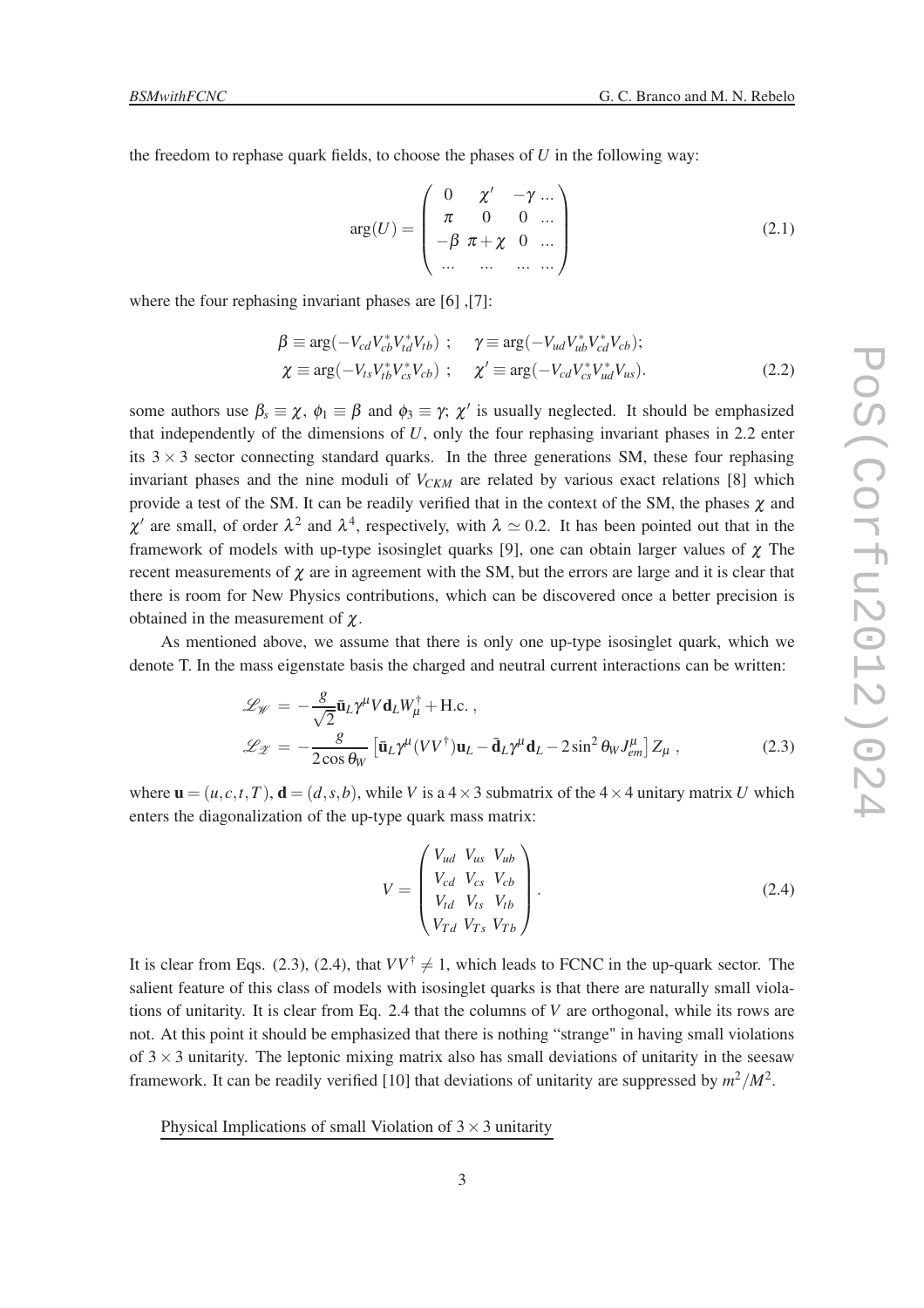the freedom to rephase quark fields, to choose the phases of $U$ in the following way:

$$\arg(U) = \begin{pmatrix} 0 & \chi' & -\gamma \; ... \\ \pi & 0 & 0 \; ... \\ -\beta & \pi + \chi & 0 \; ... \\ ... & ... & ... \; ... \end{pmatrix} \tag{2.1}$$

where the four rephasing invariant phases are [6] ,[7]:

$$\begin{aligned} \beta &\equiv \arg(-V_{cd}V_{cb}^*V_{td}^*V_{tb}) \; ; \quad \gamma \equiv \arg(-V_{ud}V_{ub}^*V_{cd}^*V_{cb}); \\ \chi &\equiv \arg(-V_{ts}V_{tb}^*V_{cs}^*V_{cb}) \; ; \quad \chi' \equiv \arg(-V_{cd}V_{cs}^*V_{ud}^*V_{us}). \end{aligned} \tag{2.2}$$

some authors use $\beta_s \equiv \chi$, $\phi_1 \equiv \beta$ and $\phi_3 \equiv \gamma$; $\chi'$ is usually neglected. It should be emphasized that independently of the dimensions of $U$, only the four rephasing invariant phases in 2.2 enter its $3 \times 3$ sector connecting standard quarks. In the three generations SM, these four rephasing invariant phases and the nine moduli of $V_{CKM}$ are related by various exact relations [8] which provide a test of the SM. It can be readily verified that in the context of the SM, the phases $\chi$ and $\chi'$ are small, of order $\lambda^2$ and $\lambda^4$, respectively, with $\lambda \simeq 0.2$. It has been pointed out that in the framework of models with up-type isosinglet quarks [9], one can obtain larger values of $\chi$ The recent measurements of $\chi$ are in agreement with the SM, but the errors are large and it is clear that there is room for New Physics contributions, which can be discovered once a better precision is obtained in the measurement of $\chi$.

As mentioned above, we assume that there is only one up-type isosinglet quark, which we denote T. In the mass eigenstate basis the charged and neutral current interactions can be written:

$$\begin{aligned} \mathscr{L}_{\mathscr{W}} &= -\frac{g}{\sqrt{2}}\bar{\mathbf{u}}_L\gamma^\mu V \mathbf{d}_L W_\mu^\dagger + \text{H.c.} \, , \\ \mathscr{L}_{\mathscr{Z}} &= -\frac{g}{2\cos\theta_W}\left[\bar{\mathbf{u}}_L\gamma^\mu(VV^\dagger)\mathbf{u}_L - \bar{\mathbf{d}}_L\gamma^\mu\mathbf{d}_L - 2\sin^2\theta_W J_{em}^\mu\right] Z_\mu \, , \end{aligned} \tag{2.3}$$

where $\mathbf{u} = (u, c, t, T)$, $\mathbf{d} = (d, s, b)$, while $V$ is a $4 \times 3$ submatrix of the $4 \times 4$ unitary matrix $U$ which enters the diagonalization of the up-type quark mass matrix:

$$V = \begin{pmatrix} V_{ud} & V_{us} & V_{ub} \\ V_{cd} & V_{cs} & V_{cb} \\ V_{td} & V_{ts} & V_{tb} \\ V_{Td} & V_{Ts} & V_{Tb} \end{pmatrix}. \tag{2.4}$$

It is clear from Eqs. (2.3), (2.4), that $VV^\dagger \neq 1$, which leads to FCNC in the up-quark sector. The salient feature of this class of models with isosinglet quarks is that there are naturally small violations of unitarity. It is clear from Eq. 2.4 that the columns of $V$ are orthogonal, while its rows are not. At this point it should be emphasized that there is nothing "strange" in having small violations of $3 \times 3$ unitarity. The leptonic mixing matrix also has small deviations of unitarity in the seesaw framework. It can be readily verified [10] that deviations of unitarity are suppressed by $m^2/M^2$.

Physical Implications of small Violation of $3 \times 3$ unitarity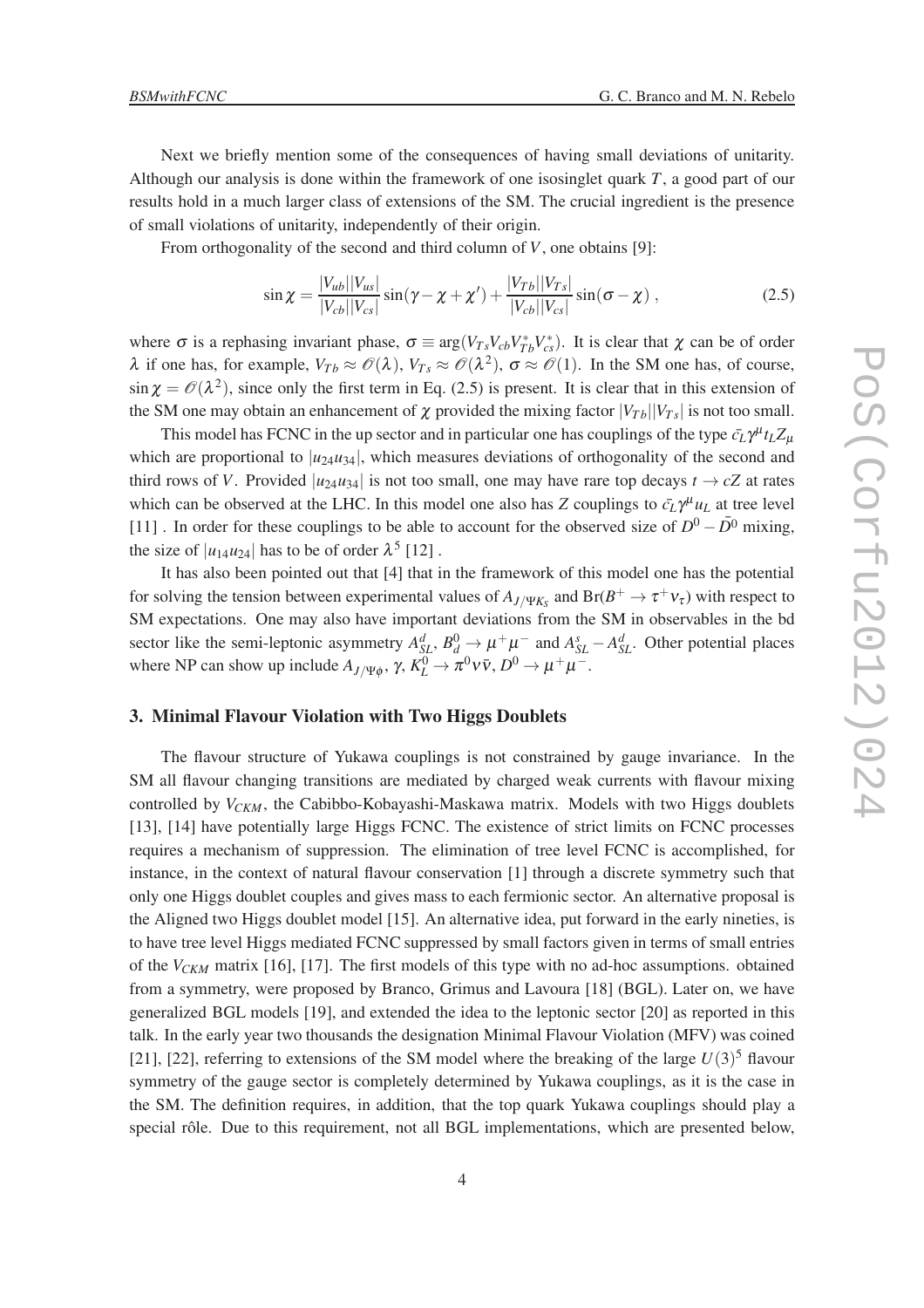Next we briefly mention some of the consequences of having small deviations of unitarity. Although our analysis is done within the framework of one isosinglet quark $T$, a good part of our results hold in a much larger class of extensions of the SM. The crucial ingredient is the presence of small violations of unitarity, independently of their origin.

From orthogonality of the second and third column of $V$, one obtains [9]:

$$\sin\chi = \frac{|V_{ub}||V_{us}|}{|V_{cb}||V_{cs}|}\sin(\gamma - \chi + \chi') + \frac{|V_{Tb}||V_{Ts}|}{|V_{cb}||V_{cs}|}\sin(\sigma - \chi)\,, \tag{2.5}$$

where $\sigma$ is a rephasing invariant phase, $\sigma \equiv \arg(V_{Ts}V_{cb}V^*_{Tb}V^*_{cs})$. It is clear that $\chi$ can be of order $\lambda$ if one has, for example, $V_{Tb} \approx \mathcal{O}(\lambda)$, $V_{Ts} \approx \mathcal{O}(\lambda^2)$, $\sigma \approx \mathcal{O}(1)$. In the SM one has, of course, $\sin\chi = \mathcal{O}(\lambda^2)$, since only the first term in Eq. (2.5) is present. It is clear that in this extension of the SM one may obtain an enhancement of $\chi$ provided the mixing factor $|V_{Tb}||V_{Ts}|$ is not too small.

This model has FCNC in the up sector and in particular one has couplings of the type $\bar{c_L}\gamma^\mu t_L Z_\mu$ which are proportional to $|u_{24}u_{34}|$, which measures deviations of orthogonality of the second and third rows of $V$. Provided $|u_{24}u_{34}|$ is not too small, one may have rare top decays $t \to cZ$ at rates which can be observed at the LHC. In this model one also has $Z$ couplings to $\bar{c_L}\gamma^\mu u_L$ at tree level [11] . In order for these couplings to be able to account for the observed size of $D^0 - \bar{D^0}$ mixing, the size of $|u_{14}u_{24}|$ has to be of order $\lambda^5$ [12] .

It has also been pointed out that [4] that in the framework of this model one has the potential for solving the tension between experimental values of $A_{J/\Psi K_S}$ and $\mathrm{Br}(B^+ \to \tau^+\nu_\tau)$ with respect to SM expectations. One may also have important deviations from the SM in observables in the bd sector like the semi-leptonic asymmetry $A^d_{SL}$, $B^0_d \to \mu^+\mu^-$ and $A^s_{SL} - A^d_{SL}$. Other potential places where NP can show up include $A_{J/\Psi\phi}$, $\gamma$, $K^0_L \to \pi^0\nu\bar{\nu}$, $D^0 \to \mu^+\mu^-$.

## 3. Minimal Flavour Violation with Two Higgs Doublets

The flavour structure of Yukawa couplings is not constrained by gauge invariance. In the SM all flavour changing transitions are mediated by charged weak currents with flavour mixing controlled by $V_{CKM}$, the Cabibbo-Kobayashi-Maskawa matrix. Models with two Higgs doublets [13], [14] have potentially large Higgs FCNC. The existence of strict limits on FCNC processes requires a mechanism of suppression. The elimination of tree level FCNC is accomplished, for instance, in the context of natural flavour conservation [1] through a discrete symmetry such that only one Higgs doublet couples and gives mass to each fermionic sector. An alternative proposal is the Aligned two Higgs doublet model [15]. An alternative idea, put forward in the early nineties, is to have tree level Higgs mediated FCNC suppressed by small factors given in terms of small entries of the $V_{CKM}$ matrix [16], [17]. The first models of this type with no ad-hoc assumptions. obtained from a symmetry, were proposed by Branco, Grimus and Lavoura [18] (BGL). Later on, we have generalized BGL models [19], and extended the idea to the leptonic sector [20] as reported in this talk. In the early year two thousands the designation Minimal Flavour Violation (MFV) was coined [21], [22], referring to extensions of the SM model where the breaking of the large $U(3)^5$ flavour symmetry of the gauge sector is completely determined by Yukawa couplings, as it is the case in the SM. The definition requires, in addition, that the top quark Yukawa couplings should play a special rôle. Due to this requirement, not all BGL implementations, which are presented below,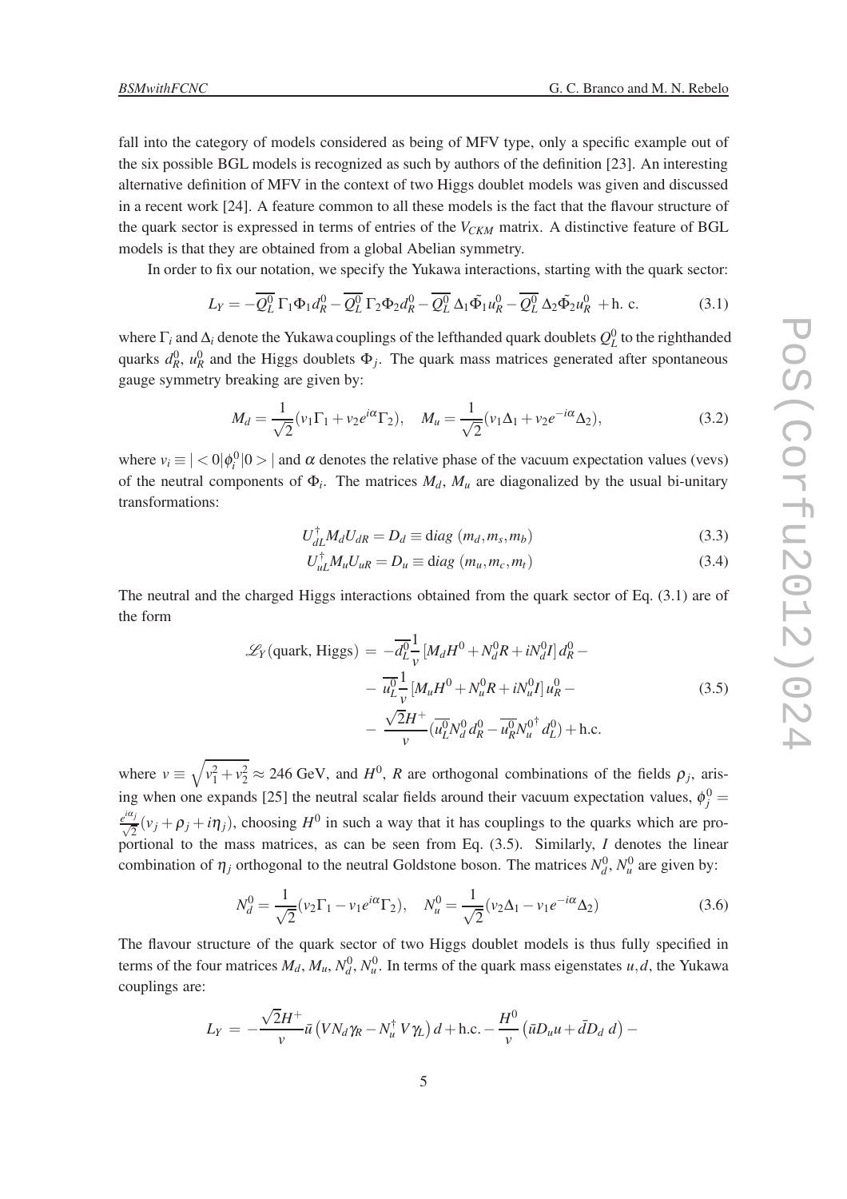fall into the category of models considered as being of MFV type, only a specific example out of the six possible BGL models is recognized as such by authors of the definition [23]. An interesting alternative definition of MFV in the context of two Higgs doublet models was given and discussed in a recent work [24]. A feature common to all these models is the fact that the flavour structure of the quark sector is expressed in terms of entries of the $V_{CKM}$ matrix. A distinctive feature of BGL models is that they are obtained from a global Abelian symmetry.

In order to fix our notation, we specify the Yukawa interactions, starting with the quark sector:

$$L_Y = -\overline{Q_L^0}\, \Gamma_1 \Phi_1 d_R^0 - \overline{Q_L^0}\, \Gamma_2 \Phi_2 d_R^0 - \overline{Q_L^0}\, \Delta_1 \tilde{\Phi}_1 u_R^0 - \overline{Q_L^0}\, \Delta_2 \tilde{\Phi}_2 u_R^0 \; + \text{h. c.} \tag{3.1}$$

where $\Gamma_i$ and $\Delta_i$ denote the Yukawa couplings of the lefthanded quark doublets $Q_L^0$ to the righthanded quarks $d_R^0$, $u_R^0$ and the Higgs doublets $\Phi_j$. The quark mass matrices generated after spontaneous gauge symmetry breaking are given by:

$$M_d = \frac{1}{\sqrt{2}}(v_1 \Gamma_1 + v_2 e^{i\alpha} \Gamma_2), \quad M_u = \frac{1}{\sqrt{2}}(v_1 \Delta_1 + v_2 e^{-i\alpha} \Delta_2), \tag{3.2}$$

where $v_i \equiv | <0|\phi_i^0|0> |$ and $\alpha$ denotes the relative phase of the vacuum expectation values (vevs) of the neutral components of $\Phi_i$. The matrices $M_d$, $M_u$ are diagonalized by the usual bi-unitary transformations:

$$U_{dL}^\dagger M_d U_{dR} = D_d \equiv \text{d}iag\ (m_d, m_s, m_b) \tag{3.3}$$

$$U_{uL}^\dagger M_u U_{uR} = D_u \equiv \text{d}iag\ (m_u, m_c, m_t) \tag{3.4}$$

The neutral and the charged Higgs interactions obtained from the quark sector of Eq. (3.1) are of the form

$$\begin{aligned}
\mathscr{L}_Y(\text{quark, Higgs}) \; = & \; -\overline{d_L^0} \frac{1}{v} \, [M_d H^0 + N_d^0 R + i N_d^0 I]\, d_R^0 - \\
& - \; \overline{u_L^0} \frac{1}{v} \, [M_u H^0 + N_u^0 R + i N_u^0 I]\, u_R^0 - \\
& - \; \frac{\sqrt{2} H^+}{v} (\overline{u_L^0} N_d^0 \, d_R^0 - \overline{u_R^0} {N_u^0}^\dagger \, d_L^0) + \text{h.c.}
\end{aligned} \tag{3.5}$$

where $v \equiv \sqrt{v_1^2 + v_2^2} \approx 246$ GeV, and $H^0$, $R$ are orthogonal combinations of the fields $\rho_j$, arising when one expands [25] the neutral scalar fields around their vacuum expectation values, $\phi_j^0 = \frac{e^{i\alpha_j}}{\sqrt{2}}(v_j + \rho_j + i\eta_j)$, choosing $H^0$ in such a way that it has couplings to the quarks which are proportional to the mass matrices, as can be seen from Eq. (3.5). Similarly, $I$ denotes the linear combination of $\eta_j$ orthogonal to the neutral Goldstone boson. The matrices $N_d^0, N_u^0$ are given by:

$$N_d^0 = \frac{1}{\sqrt{2}}(v_2 \Gamma_1 - v_1 e^{i\alpha} \Gamma_2), \quad N_u^0 = \frac{1}{\sqrt{2}}(v_2 \Delta_1 - v_1 e^{-i\alpha} \Delta_2) \tag{3.6}$$

The flavour structure of the quark sector of two Higgs doublet models is thus fully specified in terms of the four matrices $M_d$, $M_u$, $N_d^0$, $N_u^0$. In terms of the quark mass eigenstates $u, d$, the Yukawa couplings are:

$$L_Y \; = \; -\frac{\sqrt{2} H^+}{v} \bar{u} \left( V N_d \gamma_R - N_u^\dagger \, V \gamma_L \right) d + \text{h.c.} - \frac{H^0}{v} \left( \bar{u} D_u u + \bar{d} D_d \; d \right) -$$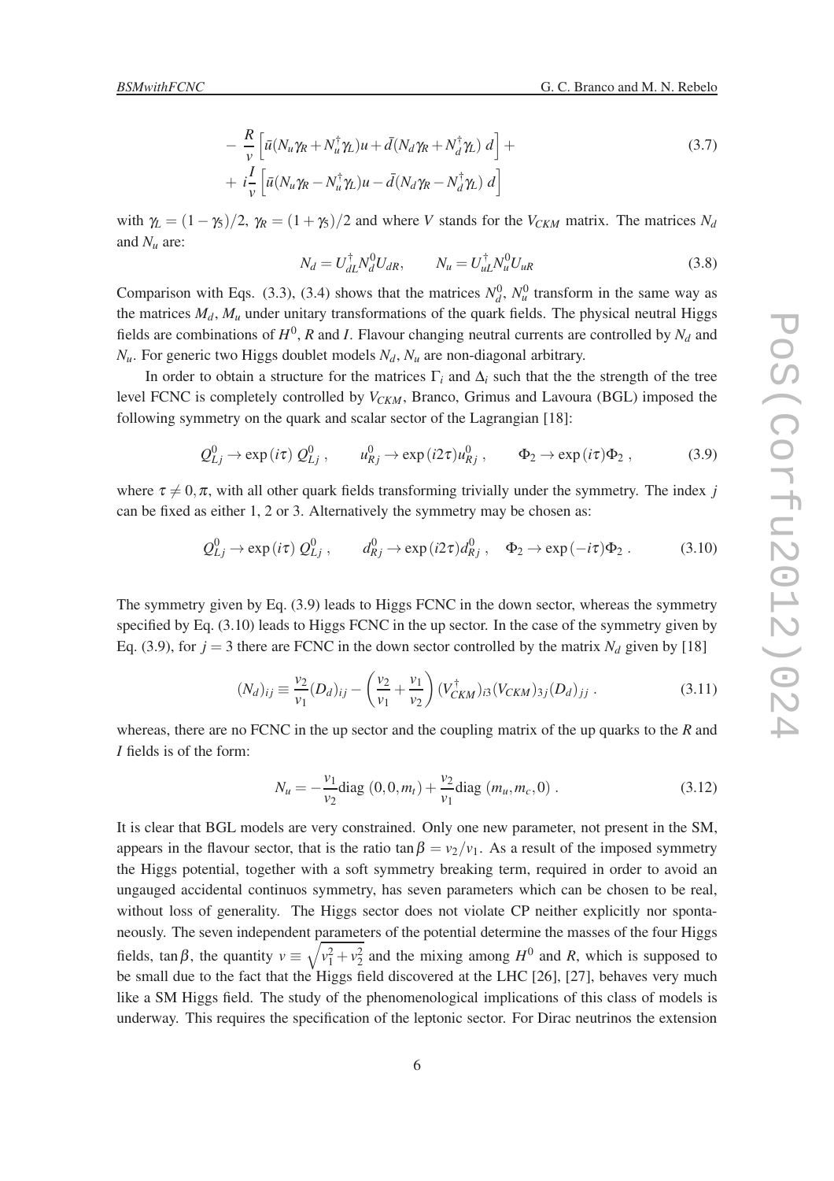$$
\begin{aligned}
&- \frac{R}{v}\left[\bar{u}(N_u\gamma_R + N_u^\dagger\gamma_L)u + \bar{d}(N_d\gamma_R + N_d^\dagger\gamma_L)\, d\right] + \\
&+ i\frac{I}{v}\left[\bar{u}(N_u\gamma_R - N_u^\dagger\gamma_L)u - \bar{d}(N_d\gamma_R - N_d^\dagger\gamma_L)\, d\right]
\end{aligned}
\tag{3.7}
$$

with $\gamma_L = (1-\gamma_5)/2$, $\gamma_R = (1+\gamma_5)/2$ and where $V$ stands for the $V_{CKM}$ matrix. The matrices $N_d$ and $N_u$ are:

$$
N_d = U_{dL}^\dagger N_d^0 U_{dR}, \qquad N_u = U_{uL}^\dagger N_u^0 U_{uR} \tag{3.8}
$$

Comparison with Eqs. (3.3), (3.4) shows that the matrices $N_d^0$, $N_u^0$ transform in the same way as the matrices $M_d$, $M_u$ under unitary transformations of the quark fields. The physical neutral Higgs fields are combinations of $H^0$, $R$ and $I$. Flavour changing neutral currents are controlled by $N_d$ and $N_u$. For generic two Higgs doublet models $N_d$, $N_u$ are non-diagonal arbitrary.

In order to obtain a structure for the matrices $\Gamma_i$ and $\Delta_i$ such that the the strength of the tree level FCNC is completely controlled by $V_{CKM}$, Branco, Grimus and Lavoura (BGL) imposed the following symmetry on the quark and scalar sector of the Lagrangian [18]:

$$
Q_{Lj}^0 \to \exp(i\tau)\, Q_{Lj}^0\,, \qquad u_{Rj}^0 \to \exp(i2\tau) u_{Rj}^0\,, \qquad \Phi_2 \to \exp(i\tau)\Phi_2\,, \tag{3.9}
$$

where $\tau \neq 0, \pi$, with all other quark fields transforming trivially under the symmetry. The index $j$ can be fixed as either 1, 2 or 3. Alternatively the symmetry may be chosen as:

$$
Q_{Lj}^0 \to \exp(i\tau)\, Q_{Lj}^0\,, \qquad d_{Rj}^0 \to \exp(i2\tau) d_{Rj}^0\,, \quad \Phi_2 \to \exp(-i\tau)\Phi_2\,. \tag{3.10}
$$

The symmetry given by Eq. (3.9) leads to Higgs FCNC in the down sector, whereas the symmetry specified by Eq. (3.10) leads to Higgs FCNC in the up sector. In the case of the symmetry given by Eq. (3.9), for $j = 3$ there are FCNC in the down sector controlled by the matrix $N_d$ given by [18]

$$
(N_d)_{ij} \equiv \frac{v_2}{v_1}(D_d)_{ij} - \left(\frac{v_2}{v_1} + \frac{v_1}{v_2}\right)(V_{CKM}^\dagger)_{i3}(V_{CKM})_{3j}(D_d)_{jj}\,. \tag{3.11}
$$

whereas, there are no FCNC in the up sector and the coupling matrix of the up quarks to the $R$ and $I$ fields is of the form:

$$
N_u = -\frac{v_1}{v_2}\text{diag}\,(0,0,m_t) + \frac{v_2}{v_1}\text{diag}\,(m_u, m_c, 0)\,. \tag{3.12}
$$

It is clear that BGL models are very constrained. Only one new parameter, not present in the SM, appears in the flavour sector, that is the ratio $\tan\beta = v_2/v_1$. As a result of the imposed symmetry the Higgs potential, together with a soft symmetry breaking term, required in order to avoid an ungauged accidental continuos symmetry, has seven parameters which can be chosen to be real, without loss of generality. The Higgs sector does not violate CP neither explicitly nor spontaneously. The seven independent parameters of the potential determine the masses of the four Higgs fields, $\tan\beta$, the quantity $v \equiv \sqrt{v_1^2 + v_2^2}$ and the mixing among $H^0$ and $R$, which is supposed to be small due to the fact that the Higgs field discovered at the LHC [26], [27], behaves very much like a SM Higgs field. The study of the phenomenological implications of this class of models is underway. This requires the specification of the leptonic sector. For Dirac neutrinos the extension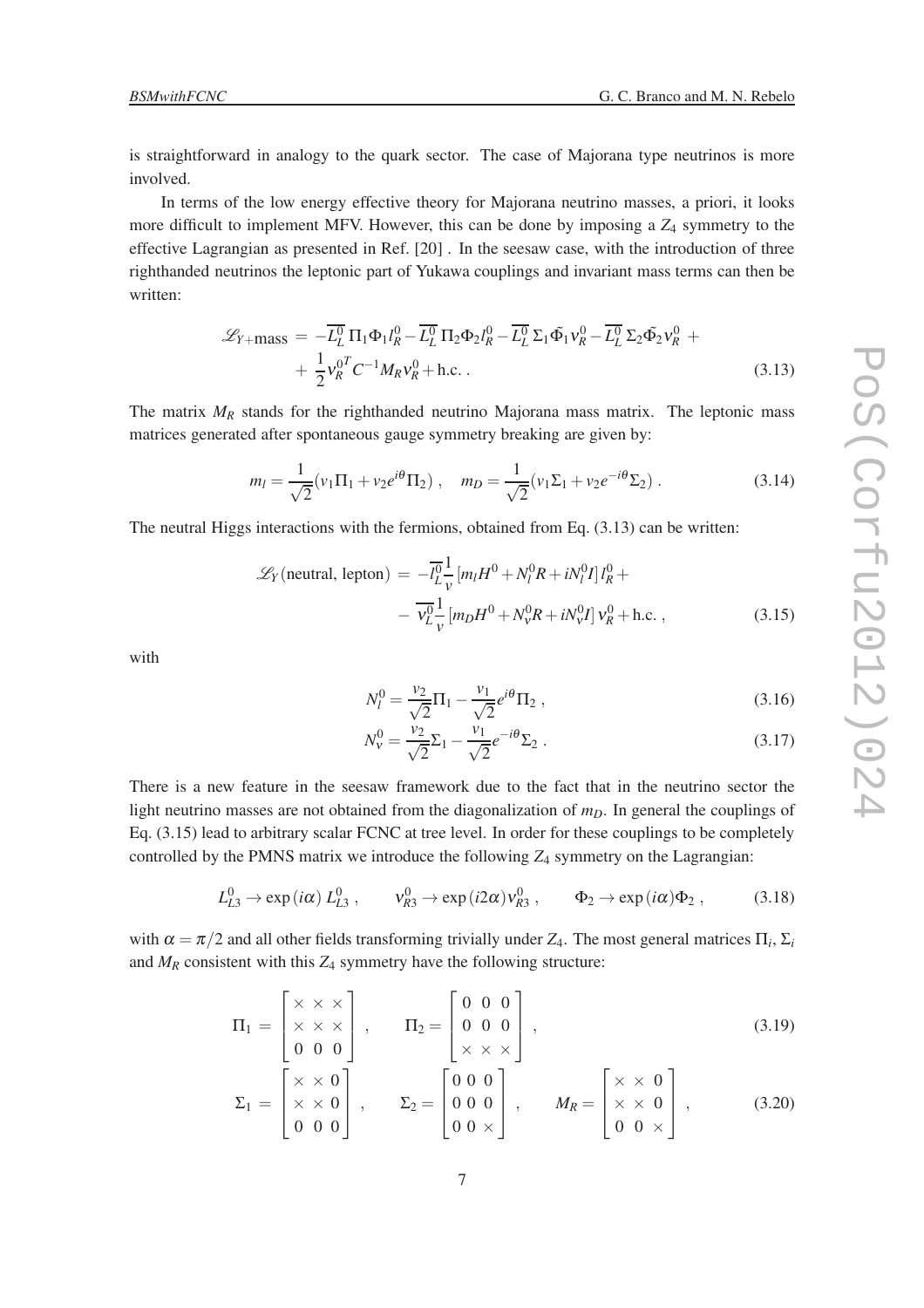is straightforward in analogy to the quark sector. The case of Majorana type neutrinos is more involved.

In terms of the low energy effective theory for Majorana neutrino masses, a priori, it looks more difficult to implement MFV. However, this can be done by imposing a $Z_4$ symmetry to the effective Lagrangian as presented in Ref. [20] . In the seesaw case, with the introduction of three righthanded neutrinos the leptonic part of Yukawa couplings and invariant mass terms can then be written:

$$\begin{aligned}
\mathscr{L}_{Y+\text{mass}} = & -\overline{L_L^0}\,\Pi_1\Phi_1 l_R^0 - \overline{L_L^0}\,\Pi_2\Phi_2 l_R^0 - \overline{L_L^0}\,\Sigma_1\tilde{\Phi}_1\nu_R^0 - \overline{L_L^0}\,\Sigma_2\tilde{\Phi}_2\nu_R^0 + \\
& + \frac{1}{2}\nu_R^{0T}C^{-1}M_R\nu_R^0 + \text{h.c.}\,.
\end{aligned} \tag{3.13}$$

The matrix $M_R$ stands for the righthanded neutrino Majorana mass matrix. The leptonic mass matrices generated after spontaneous gauge symmetry breaking are given by:

$$m_l = \frac{1}{\sqrt{2}}(v_1\Pi_1 + v_2 e^{i\theta}\Pi_2)\,, \quad m_D = \frac{1}{\sqrt{2}}(v_1\Sigma_1 + v_2 e^{-i\theta}\Sigma_2)\,. \tag{3.14}$$

The neutral Higgs interactions with the fermions, obtained from Eq. (3.13) can be written:

$$\begin{aligned}
\mathscr{L}_Y(\text{neutral, lepton}) = & -\overline{l_L^0}\frac{1}{v}\left[m_l H^0 + N_l^0 R + iN_l^0 I\right] l_R^0 + \\
& - \overline{\nu_L^0}\frac{1}{v}\left[m_D H^0 + N_\nu^0 R + iN_\nu^0 I\right]\nu_R^0 + \text{h.c.}\,,
\end{aligned} \tag{3.15}$$

with

$$N_l^0 = \frac{v_2}{\sqrt{2}}\Pi_1 - \frac{v_1}{\sqrt{2}}e^{i\theta}\Pi_2\,, \tag{3.16}$$

$$N_\nu^0 = \frac{v_2}{\sqrt{2}}\Sigma_1 - \frac{v_1}{\sqrt{2}}e^{-i\theta}\Sigma_2\,. \tag{3.17}$$

There is a new feature in the seesaw framework due to the fact that in the neutrino sector the light neutrino masses are not obtained from the diagonalization of $m_D$. In general the couplings of Eq. (3.15) lead to arbitrary scalar FCNC at tree level. In order for these couplings to be completely controlled by the PMNS matrix we introduce the following $Z_4$ symmetry on the Lagrangian:

$$L_{L3}^0 \to \exp(i\alpha)\,L_{L3}^0\,, \qquad \nu_{R3}^0 \to \exp(i2\alpha)\nu_{R3}^0\,, \qquad \Phi_2 \to \exp(i\alpha)\Phi_2\,, \tag{3.18}$$

with $\alpha = \pi/2$ and all other fields transforming trivially under $Z_4$. The most general matrices $\Pi_i$, $\Sigma_i$ and $M_R$ consistent with this $Z_4$ symmetry have the following structure:

$$\Pi_1 = \begin{bmatrix} \times & \times & \times \\ \times & \times & \times \\ 0 & 0 & 0 \end{bmatrix}\,, \qquad \Pi_2 = \begin{bmatrix} 0 & 0 & 0 \\ 0 & 0 & 0 \\ \times & \times & \times \end{bmatrix}\,, \tag{3.19}$$

$$\Sigma_1 = \begin{bmatrix} \times & \times & 0 \\ \times & \times & 0 \\ 0 & 0 & 0 \end{bmatrix}\,, \qquad \Sigma_2 = \begin{bmatrix} 0 & 0 & 0 \\ 0 & 0 & 0 \\ 0 & 0 & \times \end{bmatrix}\,, \qquad M_R = \begin{bmatrix} \times & \times & 0 \\ \times & \times & 0 \\ 0 & 0 & \times \end{bmatrix}\,, \tag{3.20}$$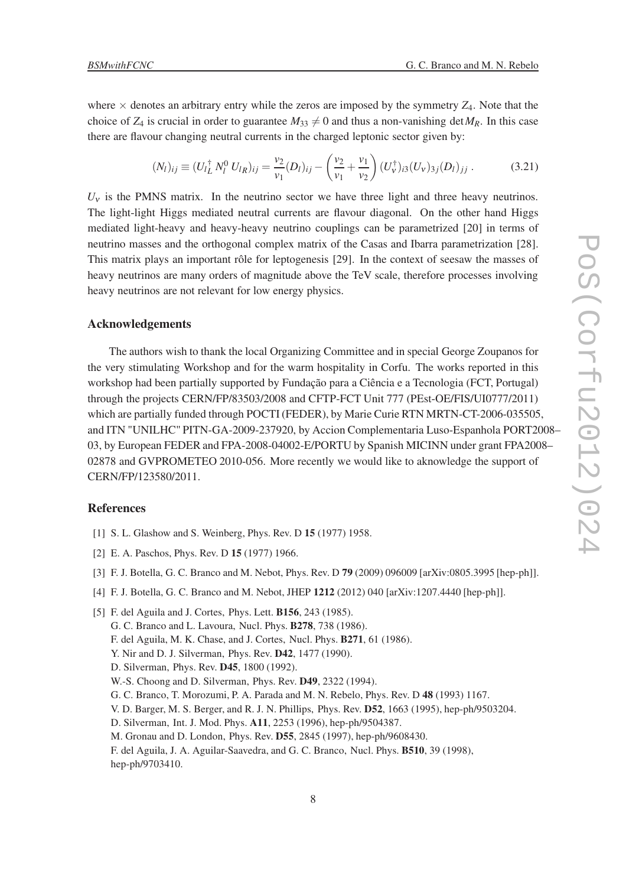where $\times$ denotes an arbitrary entry while the zeros are imposed by the symmetry $Z_4$. Note that the choice of $Z_4$ is crucial in order to guarantee $M_{33} \neq 0$ and thus a non-vanishing $\det M_R$. In this case there are flavour changing neutral currents in the charged leptonic sector given by:

$$(N_l)_{ij} \equiv (U_{lL}^\dagger \, N_l^0 \, U_{lR})_{ij} = \frac{v_2}{v_1}(D_l)_{ij} - \left(\frac{v_2}{v_1} + \frac{v_1}{v_2}\right)(U_\nu^\dagger)_{i3}(U_\nu)_{3j}(D_l)_{jj} \, . \tag{3.21}$$

$U_\nu$ is the PMNS matrix. In the neutrino sector we have three light and three heavy neutrinos. The light-light Higgs mediated neutral currents are flavour diagonal. On the other hand Higgs mediated light-heavy and heavy-heavy neutrino couplings can be parametrized [20] in terms of neutrino masses and the orthogonal complex matrix of the Casas and Ibarra parametrization [28]. This matrix plays an important rôle for leptogenesis [29]. In the context of seesaw the masses of heavy neutrinos are many orders of magnitude above the TeV scale, therefore processes involving heavy neutrinos are not relevant for low energy physics.

## Acknowledgements

The authors wish to thank the local Organizing Committee and in special George Zoupanos for the very stimulating Workshop and for the warm hospitality in Corfu. The works reported in this workshop had been partially supported by Fundação para a Ciência e a Tecnologia (FCT, Portugal) through the projects CERN/FP/83503/2008 and CFTP-FCT Unit 777 (PEst-OE/FIS/UI0777/2011) which are partially funded through POCTI (FEDER), by Marie Curie RTN MRTN-CT-2006-035505, and ITN "UNILHC" PITN-GA-2009-237920, by Accion Complementaria Luso-Espanhola PORT2008–03, by European FEDER and FPA-2008-04002-E/PORTU by Spanish MICINN under grant FPA2008–02878 and GVPROMETEO 2010-056. More recently we would like to aknowledge the support of CERN/FP/123580/2011.

## References

[1] S. L. Glashow and S. Weinberg, Phys. Rev. D **15** (1977) 1958.

[2] E. A. Paschos, Phys. Rev. D **15** (1977) 1966.

[3] F. J. Botella, G. C. Branco and M. Nebot, Phys. Rev. D **79** (2009) 096009 [arXiv:0805.3995 [hep-ph]].

[4] F. J. Botella, G. C. Branco and M. Nebot, JHEP **1212** (2012) 040 [arXiv:1207.4440 [hep-ph]].

[5] F. del Aguila and J. Cortes, Phys. Lett. **B156**, 243 (1985).
G. C. Branco and L. Lavoura, Nucl. Phys. **B278**, 738 (1986).
F. del Aguila, M. K. Chase, and J. Cortes, Nucl. Phys. **B271**, 61 (1986).
Y. Nir and D. J. Silverman, Phys. Rev. **D42**, 1477 (1990).
D. Silverman, Phys. Rev. **D45**, 1800 (1992).
W.-S. Choong and D. Silverman, Phys. Rev. **D49**, 2322 (1994).
G. C. Branco, T. Morozumi, P. A. Parada and M. N. Rebelo, Phys. Rev. D **48** (1993) 1167.
V. D. Barger, M. S. Berger, and R. J. N. Phillips, Phys. Rev. **D52**, 1663 (1995), hep-ph/9503204.
D. Silverman, Int. J. Mod. Phys. **A11**, 2253 (1996), hep-ph/9504387.
M. Gronau and D. London, Phys. Rev. **D55**, 2845 (1997), hep-ph/9608430.
F. del Aguila, J. A. Aguilar-Saavedra, and G. C. Branco, Nucl. Phys. **B510**, 39 (1998), hep-ph/9703410.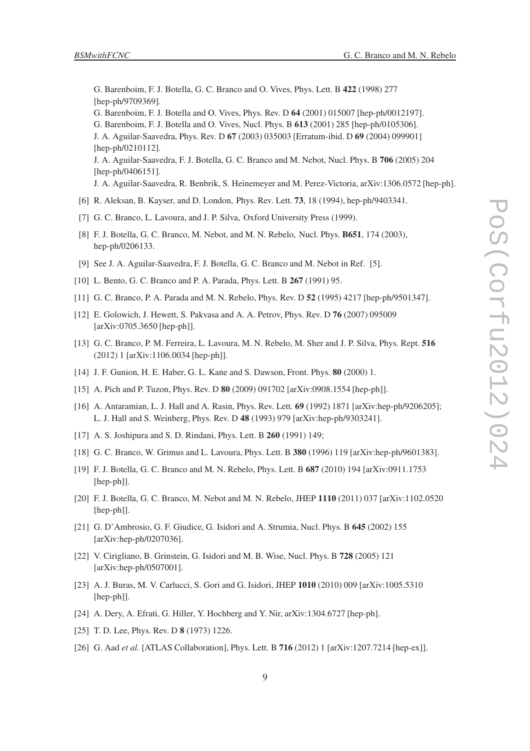G. Barenboim, F. J. Botella, G. C. Branco and O. Vives, Phys. Lett. B **422** (1998) 277 [hep-ph/9709369].
G. Barenboim, F. J. Botella and O. Vives, Phys. Rev. D **64** (2001) 015007 [hep-ph/0012197].
G. Barenboim, F. J. Botella and O. Vives, Nucl. Phys. B **613** (2001) 285 [hep-ph/0105306].
J. A. Aguilar-Saavedra, Phys. Rev. D **67** (2003) 035003 [Erratum-ibid. D **69** (2004) 099901] [hep-ph/0210112].
J. A. Aguilar-Saavedra, F. J. Botella, G. C. Branco and M. Nebot, Nucl. Phys. B **706** (2005) 204 [hep-ph/0406151].
J. A. Aguilar-Saavedra, R. Benbrik, S. Heinemeyer and M. Perez-Victoria, arXiv:1306.0572 [hep-ph].

[6] R. Aleksan, B. Kayser, and D. London, Phys. Rev. Lett. **73**, 18 (1994), hep-ph/9403341.

[7] G. C. Branco, L. Lavoura, and J. P. Silva, Oxford University Press (1999).

[8] F. J. Botella, G. C. Branco, M. Nebot, and M. N. Rebelo, Nucl. Phys. **B651**, 174 (2003), hep-ph/0206133.

[9] See J. A. Aguilar-Saavedra, F. J. Botella, G. C. Branco and M. Nebot in Ref. [5].

[10] L. Bento, G. C. Branco and P. A. Parada, Phys. Lett. B **267** (1991) 95.

[11] G. C. Branco, P. A. Parada and M. N. Rebelo, Phys. Rev. D **52** (1995) 4217 [hep-ph/9501347].

[12] E. Golowich, J. Hewett, S. Pakvasa and A. A. Petrov, Phys. Rev. D **76** (2007) 095009 [arXiv:0705.3650 [hep-ph]].

[13] G. C. Branco, P. M. Ferreira, L. Lavoura, M. N. Rebelo, M. Sher and J. P. Silva, Phys. Rept. **516** (2012) 1 [arXiv:1106.0034 [hep-ph]].

[14] J. F. Gunion, H. E. Haber, G. L. Kane and S. Dawson, Front. Phys. **80** (2000) 1.

[15] A. Pich and P. Tuzon, Phys. Rev. D **80** (2009) 091702 [arXiv:0908.1554 [hep-ph]].

[16] A. Antaramian, L. J. Hall and A. Rasin, Phys. Rev. Lett. **69** (1992) 1871 [arXiv:hep-ph/9206205]; L. J. Hall and S. Weinberg, Phys. Rev. D **48** (1993) 979 [arXiv:hep-ph/9303241].

[17] A. S. Joshipura and S. D. Rindani, Phys. Lett. B **260** (1991) 149;

[18] G. C. Branco, W. Grimus and L. Lavoura, Phys. Lett. B **380** (1996) 119 [arXiv:hep-ph/9601383].

[19] F. J. Botella, G. C. Branco and M. N. Rebelo, Phys. Lett. B **687** (2010) 194 [arXiv:0911.1753 [hep-ph]].

[20] F. J. Botella, G. C. Branco, M. Nebot and M. N. Rebelo, JHEP **1110** (2011) 037 [arXiv:1102.0520 [hep-ph]].

[21] G. D'Ambrosio, G. F. Giudice, G. Isidori and A. Strumia, Nucl. Phys. B **645** (2002) 155 [arXiv:hep-ph/0207036].

[22] V. Cirigliano, B. Grinstein, G. Isidori and M. B. Wise, Nucl. Phys. B **728** (2005) 121 [arXiv:hep-ph/0507001].

[23] A. J. Buras, M. V. Carlucci, S. Gori and G. Isidori, JHEP **1010** (2010) 009 [arXiv:1005.5310 [hep-ph]].

[24] A. Dery, A. Efrati, G. Hiller, Y. Hochberg and Y. Nir, arXiv:1304.6727 [hep-ph].

[25] T. D. Lee, Phys. Rev. D **8** (1973) 1226.

[26] G. Aad *et al.* [ATLAS Collaboration], Phys. Lett. B **716** (2012) 1 [arXiv:1207.7214 [hep-ex]].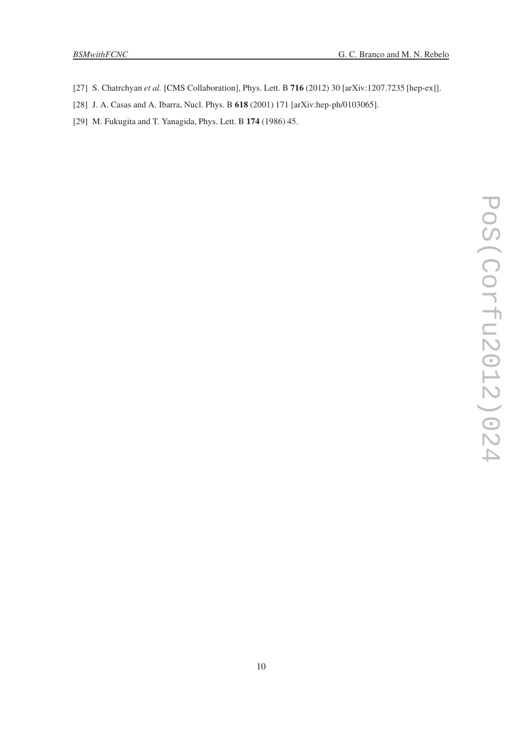[27] S. Chatrchyan *et al.* [CMS Collaboration], Phys. Lett. B **716** (2012) 30 [arXiv:1207.7235 [hep-ex]].

[28] J. A. Casas and A. Ibarra, Nucl. Phys. B **618** (2001) 171 [arXiv:hep-ph/0103065].

[29] M. Fukugita and T. Yanagida, Phys. Lett. B **174** (1986) 45.